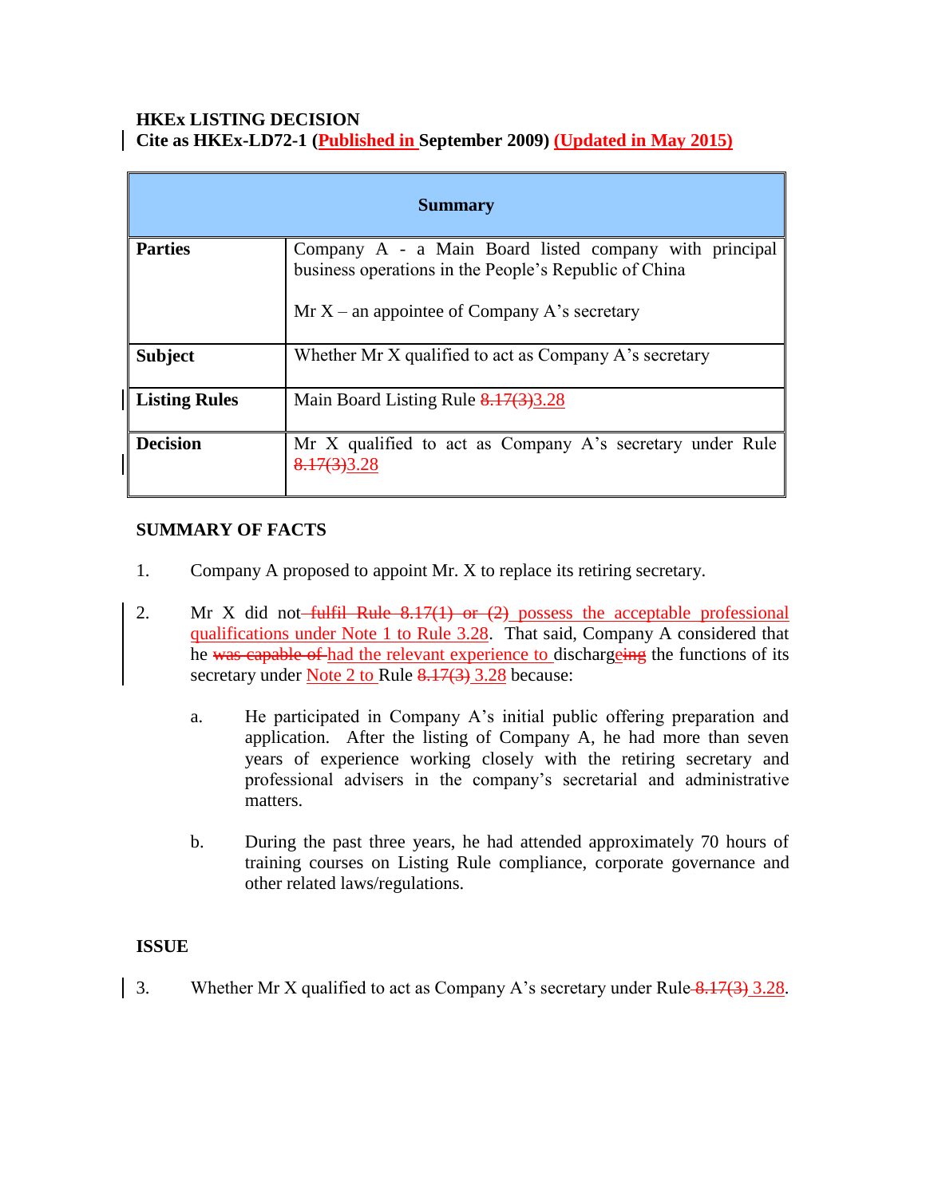**HKEx LISTING DECISION**
**Cite as HKEx-LD72-1 (Published in September 2009) (Updated in May 2015)**

| Summary | |
|---|---|
| **Parties** | Company A - a Main Board listed company with principal business operations in the People's Republic of China<br><br>Mr X – an appointee of Company A's secretary |
| **Subject** | Whether Mr X qualified to act as Company A's secretary |
| **Listing Rules** | Main Board Listing Rule ~~8.17(3)~~3.28 |
| **Decision** | Mr X qualified to act as Company A's secretary under Rule ~~8.17(3)~~3.28 |

**SUMMARY OF FACTS**

1. Company A proposed to appoint Mr. X to replace its retiring secretary.

2. Mr X did not ~~fulfil Rule 8.17(1) or (2)~~ possess the acceptable professional qualifications under Note 1 to Rule 3.28. That said, Company A considered that he ~~was capable of~~ had the relevant experience to discharg~~e~~ing the functions of its secretary under Note 2 to Rule ~~8.17(3)~~ 3.28 because:

   a. He participated in Company A's initial public offering preparation and application. After the listing of Company A, he had more than seven years of experience working closely with the retiring secretary and professional advisers in the company's secretarial and administrative matters.

   b. During the past three years, he had attended approximately 70 hours of training courses on Listing Rule compliance, corporate governance and other related laws/regulations.

**ISSUE**

3. Whether Mr X qualified to act as Company A's secretary under Rule ~~8.17(3)~~ 3.28.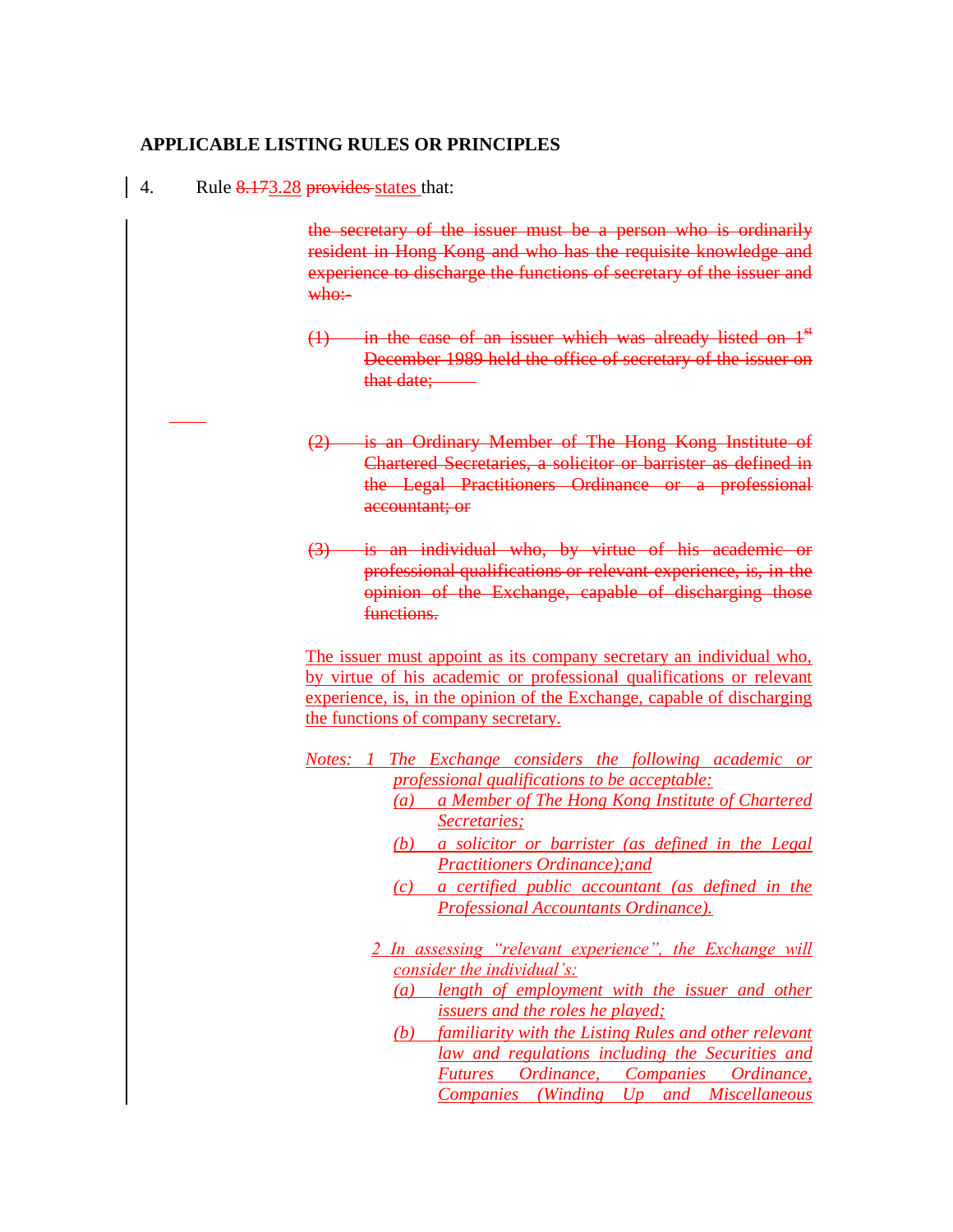**APPLICABLE LISTING RULES OR PRINCIPLES**

4. Rule ~~8.17~~3.28 ~~provides~~ states that:

> ~~the secretary of the issuer must be a person who is ordinarily resident in Hong Kong and who has the requisite knowledge and experience to discharge the functions of secretary of the issuer and who:-~~
>
> ~~(1) in the case of an issuer which was already listed on 1st December 1989 held the office of secretary of the issuer on that date;~~
>
> ~~(2) is an Ordinary Member of The Hong Kong Institute of Chartered Secretaries, a solicitor or barrister as defined in the Legal Practitioners Ordinance or a professional accountant; or~~
>
> ~~(3) is an individual who, by virtue of his academic or professional qualifications or relevant experience, is, in the opinion of the Exchange, capable of discharging those functions.~~
>
> The issuer must appoint as its company secretary an individual who, by virtue of his academic or professional qualifications or relevant experience, is, in the opinion of the Exchange, capable of discharging the functions of company secretary.
>
> *Notes: 1 The Exchange considers the following academic or professional qualifications to be acceptable:*
>
> *(a) a Member of The Hong Kong Institute of Chartered Secretaries;*
>
> *(b) a solicitor or barrister (as defined in the Legal Practitioners Ordinance);and*
>
> *(c) a certified public accountant (as defined in the Professional Accountants Ordinance).*
>
> *2 In assessing "relevant experience", the Exchange will consider the individual's:*
>
> *(a) length of employment with the issuer and other issuers and the roles he played;*
>
> *(b) familiarity with the Listing Rules and other relevant law and regulations including the Securities and Futures Ordinance, Companies Ordinance, Companies (Winding Up and Miscellaneous*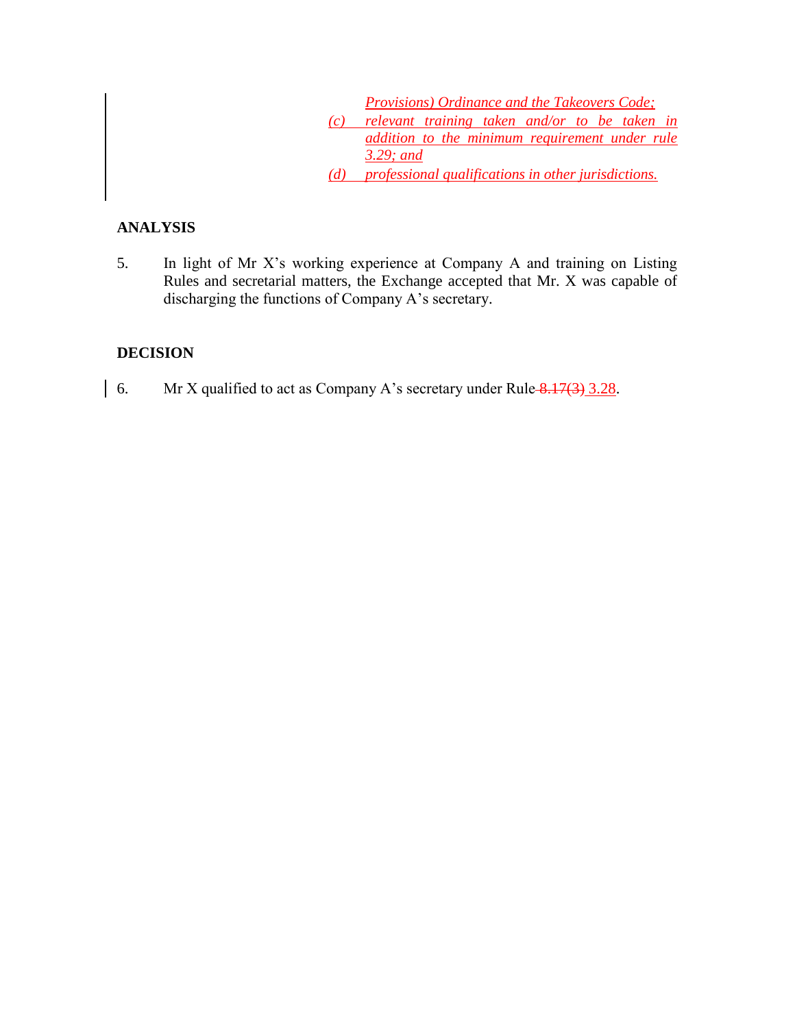*Provisions) Ordinance and the Takeovers Code;*

*(c) relevant training taken and/or to be taken in addition to the minimum requirement under rule 3.29; and*

*(d) professional qualifications in other jurisdictions.*

**ANALYSIS**

5. In light of Mr X's working experience at Company A and training on Listing Rules and secretarial matters, the Exchange accepted that Mr. X was capable of discharging the functions of Company A's secretary.

**DECISION**

6. Mr X qualified to act as Company A's secretary under Rule ~~8.17(3)~~ 3.28.